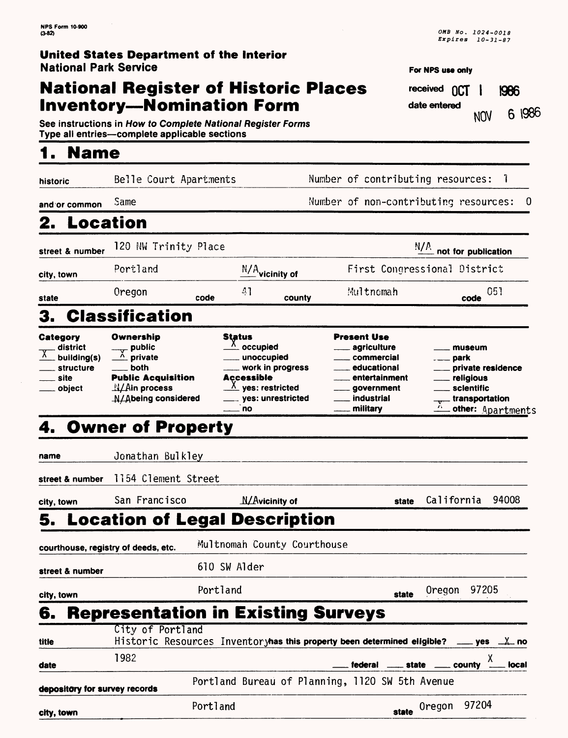NPS Form 10-900
(3-82)

OMB No. 1024-0018
Expires 10-31-87

**United States Department of the Interior**
**National Park Service**

# National Register of Historic Places Inventory—Nomination Form

See instructions in *How to Complete National Register Forms*
Type all entries—complete applicable sections

For NPS use only

received OCT 1 1986

date entered NOV 6 1986

## 1. Name

historic: Belle Court Apartments — Number of contributing resources: 1

and/or common: Same — Number of non-contributing resources: 0

## 2. Location

street & number: 120 NW Trinity Place — N/A not for publication

city, town: Portland — N/A vicinity of — First Congressional District

state: Oregon — code 41 — county: Multnomah — code 051

## 3. Classification

| Category | Ownership | Status | Present Use | |
|---|---|---|---|---|
| ___ district | ___ public | X occupied | ___ agriculture | ___ museum |
| X building(s) | X private | ___ unoccupied | ___ commercial | ___ park |
| ___ structure | ___ both | ___ work in progress | ___ educational | ___ private residence |
| ___ site | **Public Acquisition** | **Accessible** | ___ entertainment | ___ religious |
| ___ object | N/A in process | X yes: restricted | ___ government | ___ scientific |
| | N/A being considered | ___ yes: unrestricted | ___ industrial | ___ transportation |
| | | ___ no | ___ military | X other: Apartments |

## 4. Owner of Property

name: Jonathan Bulkley

street & number: 1154 Clement Street

city, town: San Francisco — N/A vicinity of — state: California 94008

## 5. Location of Legal Description

courthouse, registry of deeds, etc.: Multnomah County Courthouse

street & number: 610 SW Alder

city, town: Portland — state: Oregon 97205

## 6. Representation in Existing Surveys

title: City of Portland Historic Resources Inventory — has this property been determined eligible? ___ yes X no

date: 1982 — ___ federal ___ state ___ county X local

depository for survey records: Portland Bureau of Planning, 1120 SW 5th Avenue

city, town: Portland — state: Oregon 97204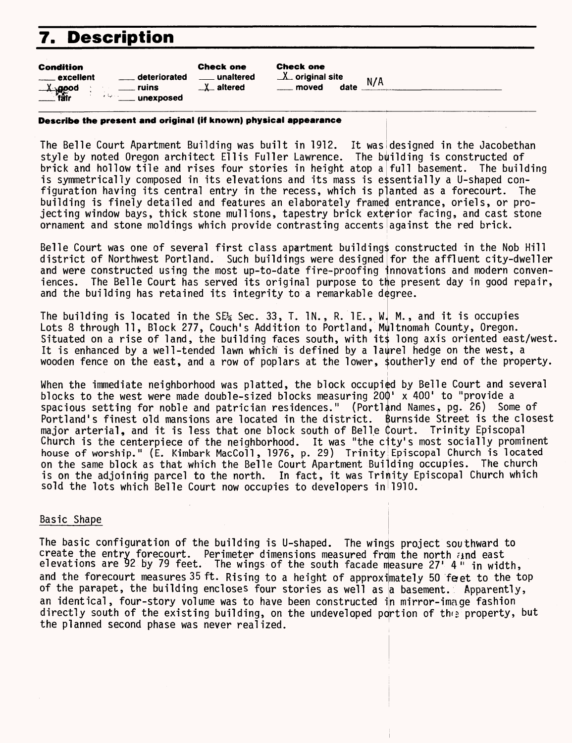# 7. Description

| Condition | | Check one | Check one |
|---|---|---|---|
| ___ excellent | ___ deteriorated | ___ unaltered | _X_ original site |
| _X_ good | ___ ruins | _X_ altered | ___ moved date N/A |
| ___ fair | ___ unexposed | | |

**Describe the present and original (if known) physical appearance**

The Belle Court Apartment Building was built in 1912. It was designed in the Jacobethan style by noted Oregon architect Ellis Fuller Lawrence. The building is constructed of brick and hollow tile and rises four stories in height atop a full basement. The building is symmetrically composed in its elevations and its mass is essentially a U-shaped configuration having its central entry in the recess, which is planted as a forecourt. The building is finely detailed and features an elaborately framed entrance, oriels, or projecting window bays, thick stone mullions, tapestry brick exterior facing, and cast stone ornament and stone moldings which provide contrasting accents against the red brick.

Belle Court was one of several first class apartment buildings constructed in the Nob Hill district of Northwest Portland. Such buildings were designed for the affluent city-dweller and were constructed using the most up-to-date fire-proofing innovations and modern conveniences. The Belle Court has served its original purpose to the present day in good repair, and the building has retained its integrity to a remarkable degree.

The building is located in the SE¼ Sec. 33, T. 1N., R. 1E., W. M., and it is occupies Lots 8 through 11, Block 277, Couch's Addition to Portland, Multnomah County, Oregon. Situated on a rise of land, the building faces south, with its long axis oriented east/west. It is enhanced by a well-tended lawn which is defined by a laurel hedge on the west, a wooden fence on the east, and a row of poplars at the lower, southerly end of the property.

When the immediate neighborhood was platted, the block occupied by Belle Court and several blocks to the west were made double-sized blocks measuring 200' x 400' to "provide a spacious setting for noble and patrician residences." (Portland Names, pg. 26) Some of Portland's finest old mansions are located in the district. Burnside Street is the closest major arterial, and it is less that one block south of Belle Court. Trinity Episcopal Church is the centerpiece of the neighborhood. It was "the city's most socially prominent house of worship." (E. Kimbark MacColl, 1976, p. 29) Trinity Episcopal Church is located on the same block as that which the Belle Court Apartment Building occupies. The church is on the adjoining parcel to the north. In fact, it was Trinity Episcopal Church which sold the lots which Belle Court now occupies to developers in 1910.

Basic Shape

The basic configuration of the building is U-shaped. The wings project southward to create the entry forecourt. Perimeter dimensions measured from the north and east elevations are 92 by 79 feet. The wings of the south facade measure 27' 4" in width, and the forecourt measures 35 ft. Rising to a height of approximately 50 feet to the top of the parapet, the building encloses four stories as well as a basement. Apparently, an identical, four-story volume was to have been constructed in mirror-image fashion directly south of the existing building, on the undeveloped portion of the property, but the planned second phase was never realized.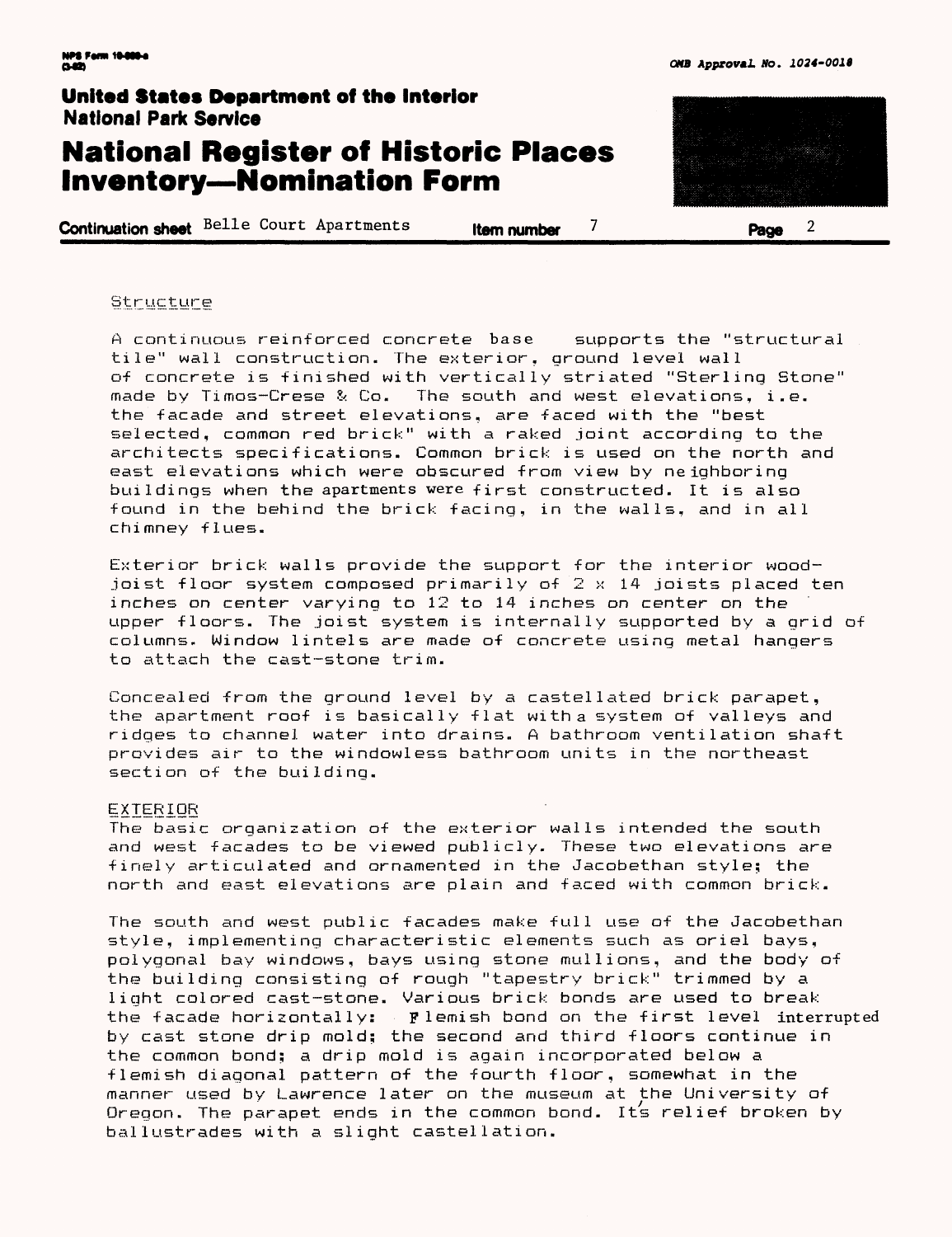Structure

A continuous reinforced concrete base supports the "structural tile" wall construction. The exterior, ground level wall of concrete is finished with vertically striated "Sterling Stone" made by Timos-Crese & Co. The south and west elevations, i.e. the facade and street elevations, are faced with the "best selected, common red brick" with a raked joint according to the architects specifications. Common brick is used on the north and east elevations which were obscured from view by neighboring buildings when the apartments were first constructed. It is also found in the behind the brick facing, in the walls, and in all chimney flues.

Exterior brick walls provide the support for the interior wood-joist floor system composed primarily of 2 x 14 joists placed ten inches on center varying to 12 to 14 inches on center on the upper floors. The joist system is internally supported by a grid of columns. Window lintels are made of concrete using metal hangers to attach the cast-stone trim.

Concealed from the ground level by a castellated brick parapet, the apartment roof is basically flat with a system of valleys and ridges to channel water into drains. A bathroom ventilation shaft provides air to the windowless bathroom units in the northeast section of the building.

EXTERIOR

The basic organization of the exterior walls intended the south and west facades to be viewed publicly. These two elevations are finely articulated and ornamented in the Jacobethan style; the north and east elevations are plain and faced with common brick.

The south and west public facades make full use of the Jacobethan style, implementing characteristic elements such as oriel bays, polygonal bay windows, bays using stone mullions, and the body of the building consisting of rough "tapestry brick" trimmed by a light colored cast-stone. Various brick bonds are used to break the facade horizontally: Flemish bond on the first level interrupted by cast stone drip mold; the second and third floors continue in the common bond; a drip mold is again incorporated below a flemish diagonal pattern of the fourth floor, somewhat in the manner used by Lawrence later on the museum at the University of Oregon. The parapet ends in the common bond. It's relief broken by ballustrades with a slight castellation.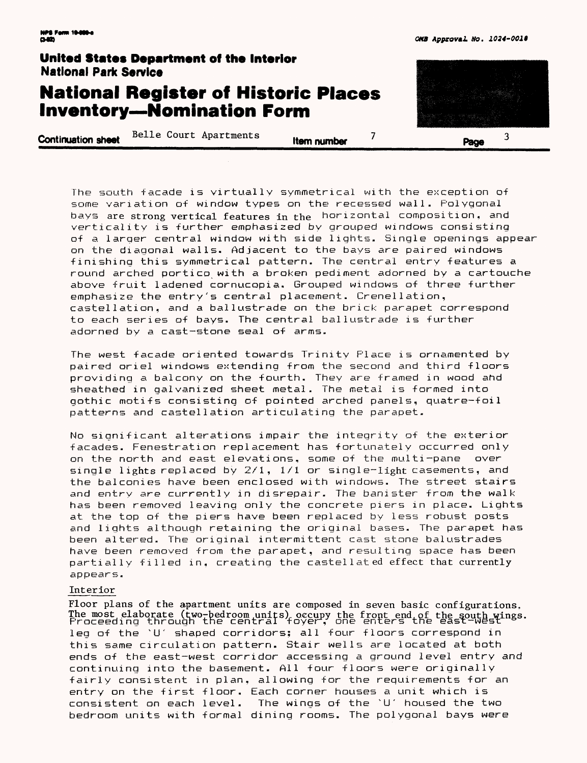The south facade is virtually symmetrical with the exception of some variation of window types on the recessed wall. Polygonal bays are strong vertical features in the horizontal composition, and verticality is further emphasized by grouped windows consisting of a larger central window with side lights. Single openings appear on the diagonal walls. Adjacent to the bays are paired windows finishing this symmetrical pattern. The central entry features a round arched portico with a broken pediment adorned by a cartouche above fruit ladened cornucopia. Grouped windows of three further emphasize the entry's central placement. Crenellation, castellation, and a ballustrade on the brick parapet correspond to each series of bays. The central ballustrade is further adorned by a cast-stone seal of arms.

The west facade oriented towards Trinity Place is ornamented by paired oriel windows extending from the second and third floors providing a balcony on the fourth. They are framed in wood and sheathed in galvanized sheet metal. The metal is formed into gothic motifs consisting of pointed arched panels, quatre-foil patterns and castellation articulating the parapet.

No significant alterations impair the integrity of the exterior facades. Fenestration replacement has fortunately occurred only on the north and east elevations, some of the multi-pane over single lights replaced by 2/1, 1/1 or single-light casements, and the balconies have been enclosed with windows. The street stairs and entry are currently in disrepair. The banister from the walk has been removed leaving only the concrete piers in place. Lights at the top of the piers have been replaced by less robust posts and lights although retaining the original bases. The parapet has been altered. The original intermittent cast stone balustrades have been removed from the parapet, and resulting space has been partially filled in, creating the castellated effect that currently appears.

Interior

Floor plans of the apartment units are composed in seven basic configurations. The most elaborate (two-bedroom units) occupy the front end of the south wings. Proceeding through the central foyer, one enters the east-west leg of the 'U' shaped corridors; all four floors correspond in this same circulation pattern. Stair wells are located at both ends of the east-west corridor accessing a ground level entry and continuing into the basement. All four floors were originally fairly consistent in plan, allowing for the requirements for an entry on the first floor. Each corner houses a unit which is consistent on each level. The wings of the 'U' housed the two bedroom units with formal dining rooms. The polygonal bays were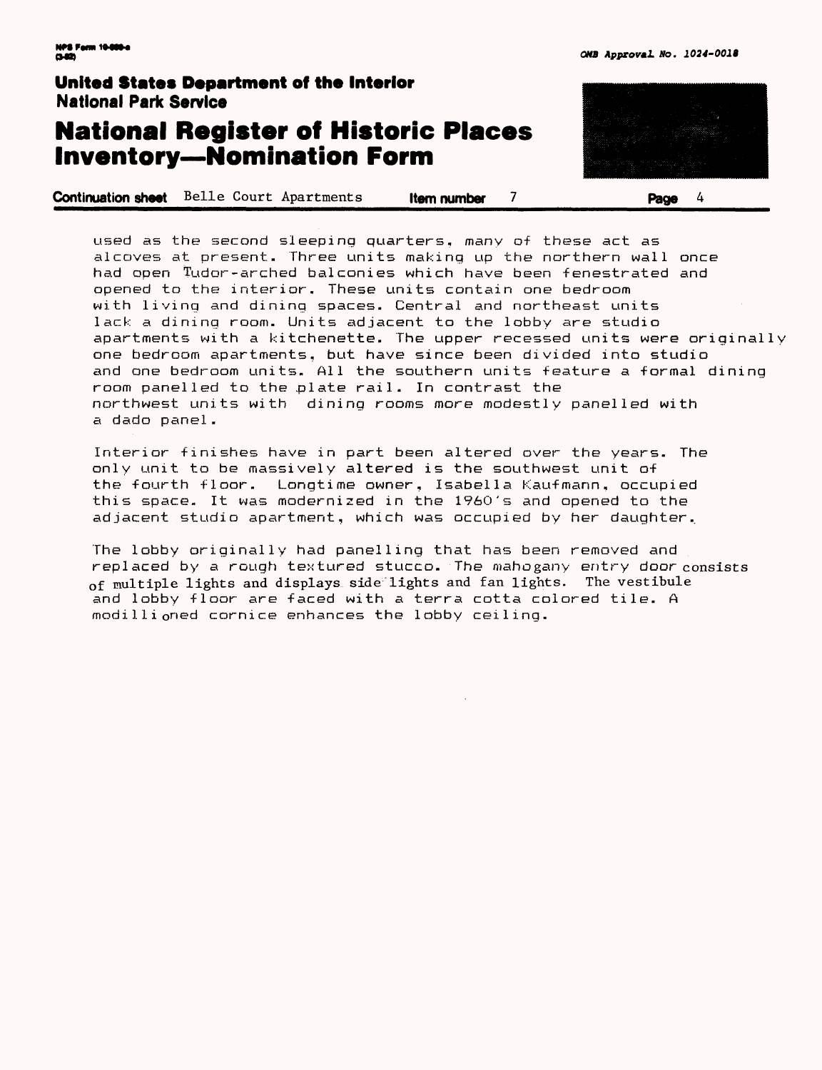used as the second sleeping quarters, many of these act as alcoves at present. Three units making up the northern wall once had open Tudor-arched balconies which have been fenestrated and opened to the interior. These units contain one bedroom with living and dining spaces. Central and northeast units lack a dining room. Units adjacent to the lobby are studio apartments with a kitchenette. The upper recessed units were originally one bedroom apartments, but have since been divided into studio and one bedroom units. All the southern units feature a formal dining room panelled to the plate rail. In contrast the northwest units with dining rooms more modestly panelled with a dado panel.

Interior finishes have in part been altered over the years. The only unit to be massively altered is the southwest unit of the fourth floor. Longtime owner, Isabella Kaufmann, occupied this space. It was modernized in the 1960's and opened to the adjacent studio apartment, which was occupied by her daughter.

The lobby originally had panelling that has been removed and replaced by a rough textured stucco. The mahogany entry door consists of multiple lights and displays side lights and fan lights. The vestibule and lobby floor are faced with a terra cotta colored tile. A modillioned cornice enhances the lobby ceiling.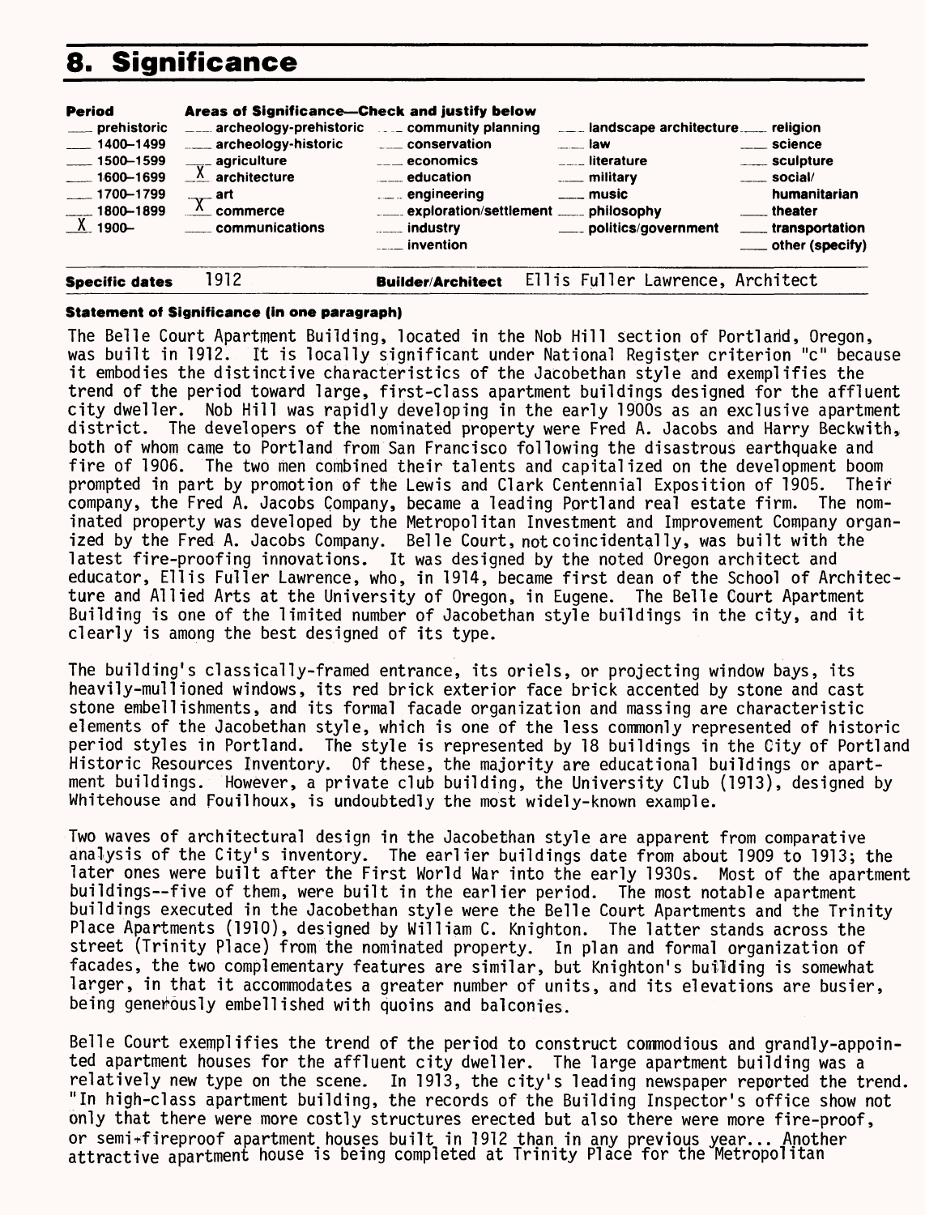## 8. Significance

| Period | Areas of Significance—Check and justify below | | | |
|---|---|---|---|---|
| ___ prehistoric | ___ archeology-prehistoric | ___ community planning | ___ landscape architecture | ___ religion |
| ___ 1400–1499 | ___ archeology-historic | ___ conservation | ___ law | ___ science |
| ___ 1500–1599 | ___ agriculture | ___ economics | ___ literature | ___ sculpture |
| ___ 1600–1699 | _X_ architecture | ___ education | ___ military | ___ social/humanitarian |
| ___ 1700–1799 | ___ art | ___ engineering | ___ music | ___ theater |
| ___ 1800–1899 | _X_ commerce | ___ exploration/settlement | ___ philosophy | ___ transportation |
| _X_ 1900– | ___ communications | ___ industry | ___ politics/government | ___ other (specify) |
| | | ___ invention | | |

**Specific dates** 1912 **Builder/Architect** Ellis Fuller Lawrence, Architect

**Statement of Significance (in one paragraph)**

The Belle Court Apartment Building, located in the Nob Hill section of Portland, Oregon, was built in 1912. It is locally significant under National Register criterion "c" because it embodies the distinctive characteristics of the Jacobethan style and exemplifies the trend of the period toward large, first-class apartment buildings designed for the affluent city dweller. Nob Hill was rapidly developing in the early 1900s as an exclusive apartment district. The developers of the nominated property were Fred A. Jacobs and Harry Beckwith, both of whom came to Portland from San Francisco following the disastrous earthquake and fire of 1906. The two men combined their talents and capitalized on the development boom prompted in part by promotion of the Lewis and Clark Centennial Exposition of 1905. Their company, the Fred A. Jacobs Company, became a leading Portland real estate firm. The nominated property was developed by the Metropolitan Investment and Improvement Company organized by the Fred A. Jacobs Company. Belle Court, not coincidentally, was built with the latest fire-proofing innovations. It was designed by the noted Oregon architect and educator, Ellis Fuller Lawrence, who, in 1914, became first dean of the School of Architecture and Allied Arts at the University of Oregon, in Eugene. The Belle Court Apartment Building is one of the limited number of Jacobethan style buildings in the city, and it clearly is among the best designed of its type.

The building's classically-framed entrance, its oriels, or projecting window bays, its heavily-mullioned windows, its red brick exterior face brick accented by stone and cast stone embellishments, and its formal facade organization and massing are characteristic elements of the Jacobethan style, which is one of the less commonly represented of historic period styles in Portland. The style is represented by 18 buildings in the City of Portland Historic Resources Inventory. Of these, the majority are educational buildings or apartment buildings. However, a private club building, the University Club (1913), designed by Whitehouse and Fouilhoux, is undoubtedly the most widely-known example.

Two waves of architectural design in the Jacobethan style are apparent from comparative analysis of the City's inventory. The earlier buildings date from about 1909 to 1913; the later ones were built after the First World War into the early 1930s. Most of the apartment buildings--five of them, were built in the earlier period. The most notable apartment buildings executed in the Jacobethan style were the Belle Court Apartments and the Trinity Place Apartments (1910), designed by William C. Knighton. The latter stands across the street (Trinity Place) from the nominated property. In plan and formal organization of facades, the two complementary features are similar, but Knighton's building is somewhat larger, in that it accommodates a greater number of units, and its elevations are busier, being generously embellished with quoins and balconies.

Belle Court exemplifies the trend of the period to construct commodious and grandly-appointed apartment houses for the affluent city dweller. The large apartment building was a relatively new type on the scene. In 1913, the city's leading newspaper reported the trend. "In high-class apartment building, the records of the Building Inspector's office show not only that there were more costly structures erected but also there were more fire-proof, or semi-fireproof apartment houses built in 1912 than in any previous year... Another attractive apartment house is being completed at Trinity Place for the Metropolitan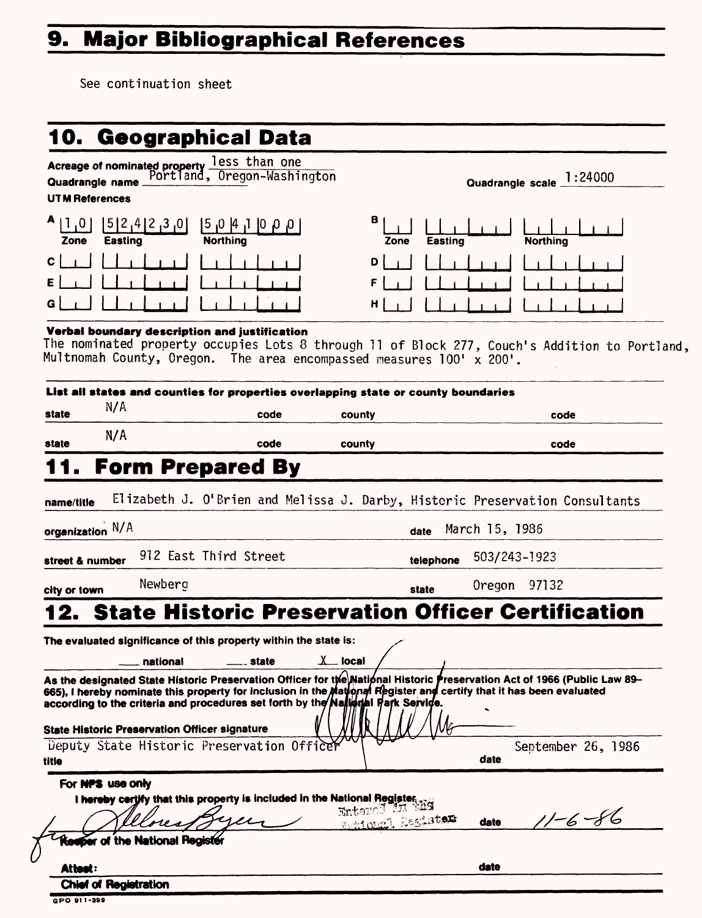# 9. Major Bibliographical References

See continuation sheet

# 10. Geographical Data

Acreage of nominated property less than one

Quadrangle name Portland, Oregon-Washington

Quadrangle scale 1:24000

UTM References

| | Zone | Easting | Northing | | Zone | Easting | Northing |
|---|---|---|---|---|---|---|---|
| A | 1 0 | 5 2 4 2 3 0 | 5 0 4 1 0 0 0 | B | | | |
| C | | | | D | | | |
| E | | | | F | | | |
| G | | | | H | | | |

**Verbal boundary description and justification**

The nominated property occupies Lots 8 through 11 of Block 277, Couch's Addition to Portland, Multnomah County, Oregon. The area encompassed measures 100' x 200'.

**List all states and counties for properties overlapping state or county boundaries**

| state | | code | county | code |
|---|---|---|---|---|
| state | N/A | code | county | code |
| state | N/A | code | county | code |

# 11. Form Prepared By

name/title Elizabeth J. O'Brien and Melissa J. Darby, Historic Preservation Consultants

organization N/A

date March 15, 1986

street & number 912 East Third Street

telephone 503/243-1923

city or town Newberg

state Oregon 97132

# 12. State Historic Preservation Officer Certification

The evaluated significance of this property within the state is:

___ national ___ state X local

As the designated State Historic Preservation Officer for the National Historic Preservation Act of 1966 (Public Law 89-665), I hereby nominate this property for inclusion in the National Register and certify that it has been evaluated according to the criteria and procedures set forth by the National Park Service.

State Historic Preservation Officer signature

title Deputy State Historic Preservation Officer

date September 26, 1986

**For NPS use only**

I hereby certify that this property is included in the National Register. Entered in the National Register

Keeper of the National Register

date 11-6-86

Attest:

date

Chief of Registration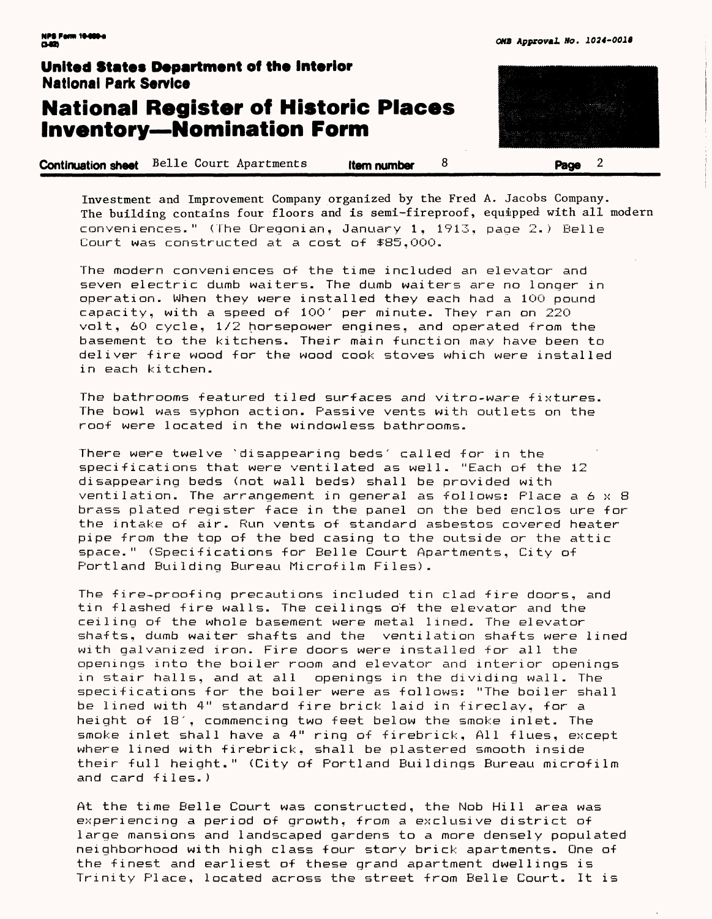Investment and Improvement Company organized by the Fred A. Jacobs Company. The building contains four floors and is semi-fireproof, equipped with all modern conveniences." (The Oregonian, January 1, 1913, page 2.) Belle Court was constructed at a cost of $85,000.

The modern conveniences of the time included an elevator and seven electric dumb waiters. The dumb waiters are no longer in operation. When they were installed they each had a 100 pound capacity, with a speed of 100' per minute. They ran on 220 volt, 60 cycle, 1/2 horsepower engines, and operated from the basement to the kitchens. Their main function may have been to deliver fire wood for the wood cook stoves which were installed in each kitchen.

The bathrooms featured tiled surfaces and vitro-ware fixtures. The bowl was syphon action. Passive vents with outlets on the roof were located in the windowless bathrooms.

There were twelve 'disappearing beds' called for in the specifications that were ventilated as well. "Each of the 12 disappearing beds (not wall beds) shall be provided with ventilation. The arrangement in general as follows: Place a 6 x 8 brass plated register face in the panel on the bed enclos ure for the intake of air. Run vents of standard asbestos covered heater pipe from the top of the bed casing to the outside or the attic space." (Specifications for Belle Court Apartments, City of Portland Building Bureau Microfilm Files).

The fire-proofing precautions included tin clad fire doors, and tin flashed fire walls. The ceilings of the elevator and the ceiling of the whole basement were metal lined. The elevator shafts, dumb waiter shafts and the ventilation shafts were lined with galvanized iron. Fire doors were installed for all the openings into the boiler room and elevator and interior openings in stair halls, and at all openings in the dividing wall. The specifications for the boiler were as follows: "The boiler shall be lined with 4" standard fire brick laid in fireclay, for a height of 18', commencing two feet below the smoke inlet. The smoke inlet shall have a 4" ring of firebrick. All flues, except where lined with firebrick, shall be plastered smooth inside their full height." (City of Portland Buildings Bureau microfilm and card files.)

At the time Belle Court was constructed, the Nob Hill area was experiencing a period of growth, from a exclusive district of large mansions and landscaped gardens to a more densely populated neighborhood with high class four story brick apartments. One of the finest and earliest of these grand apartment dwellings is Trinity Place, located across the street from Belle Court. It is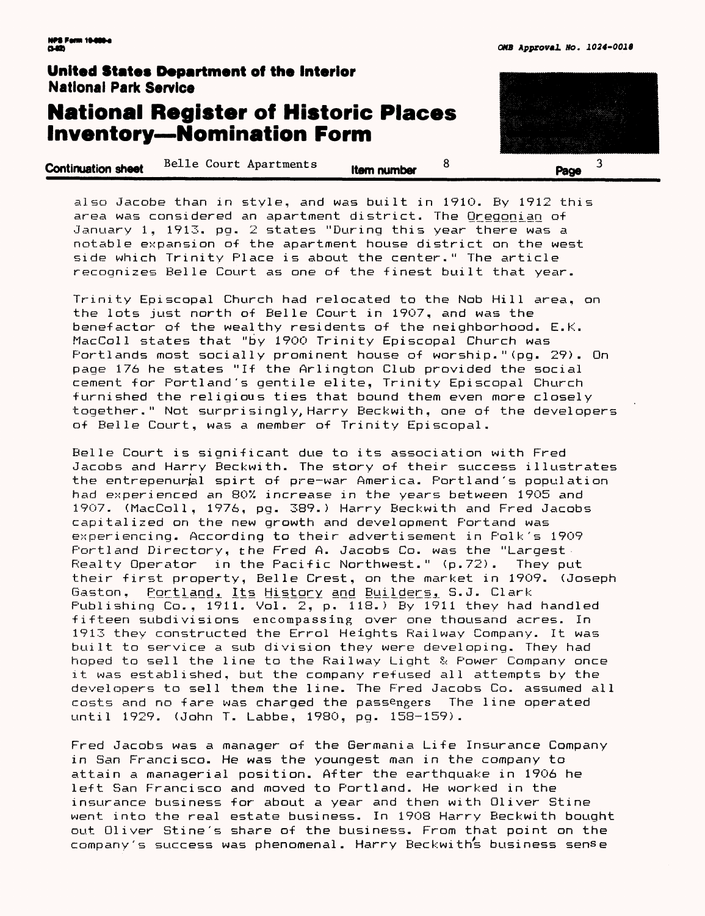also Jacobe than in style, and was built in 1910. By 1912 this area was considered an apartment district. The Oregonian of January 1, 1913. pg. 2 states "During this year there was a notable expansion of the apartment house district on the west side which Trinity Place is about the center." The article recognizes Belle Court as one of the finest built that year.

Trinity Episcopal Church had relocated to the Nob Hill area, on the lots just north of Belle Court in 1907, and was the benefactor of the wealthy residents of the neighborhood. E.K. MacColl states that "by 1900 Trinity Episcopal Church was Portlands most socially prominent house of worship."(pg. 29). On page 176 he states "If the Arlington Club provided the social cement for Portland's gentile elite, Trinity Episcopal Church furnished the religious ties that bound them even more closely together." Not surprisingly, Harry Beckwith, one of the developers of Belle Court, was a member of Trinity Episcopal.

Belle Court is significant due to its association with Fred Jacobs and Harry Beckwith. The story of their success illustrates the entrepenurial spirt of pre-war America. Portland's population had experienced an 80% increase in the years between 1905 and 1907. (MacColl, 1976, pg. 389.) Harry Beckwith and Fred Jacobs capitalized on the new growth and development Portand was experiencing. According to their advertisement in Polk's 1909 Portland Directory, the Fred A. Jacobs Co. was the "Largest Realty Operator in the Pacific Northwest." (p.72). They put their first property, Belle Crest, on the market in 1909. (Joseph Gaston, Portland, Its History and Builders, S.J. Clark Publishing Co., 1911. Vol. 2, p. 118.) By 1911 they had handled fifteen subdivisions encompassing over one thousand acres. In 1913 they constructed the Errol Heights Railway Company. It was built to service a sub division they were developing. They had hoped to sell the line to the Railway Light & Power Company once it was established, but the company refused all attempts by the developers to sell them the line. The Fred Jacobs Co. assumed all costs and no fare was charged the passengers The line operated until 1929. (John T. Labbe, 1980, pg. 158-159).

Fred Jacobs was a manager of the Germania Life Insurance Company in San Francisco. He was the youngest man in the company to attain a managerial position. After the earthquake in 1906 he left San Francisco and moved to Portland. He worked in the insurance business for about a year and then with Oliver Stine went into the real estate business. In 1908 Harry Beckwith bought out Oliver Stine's share of the business. From that point on the company's success was phenomenal. Harry Beckwith's business sense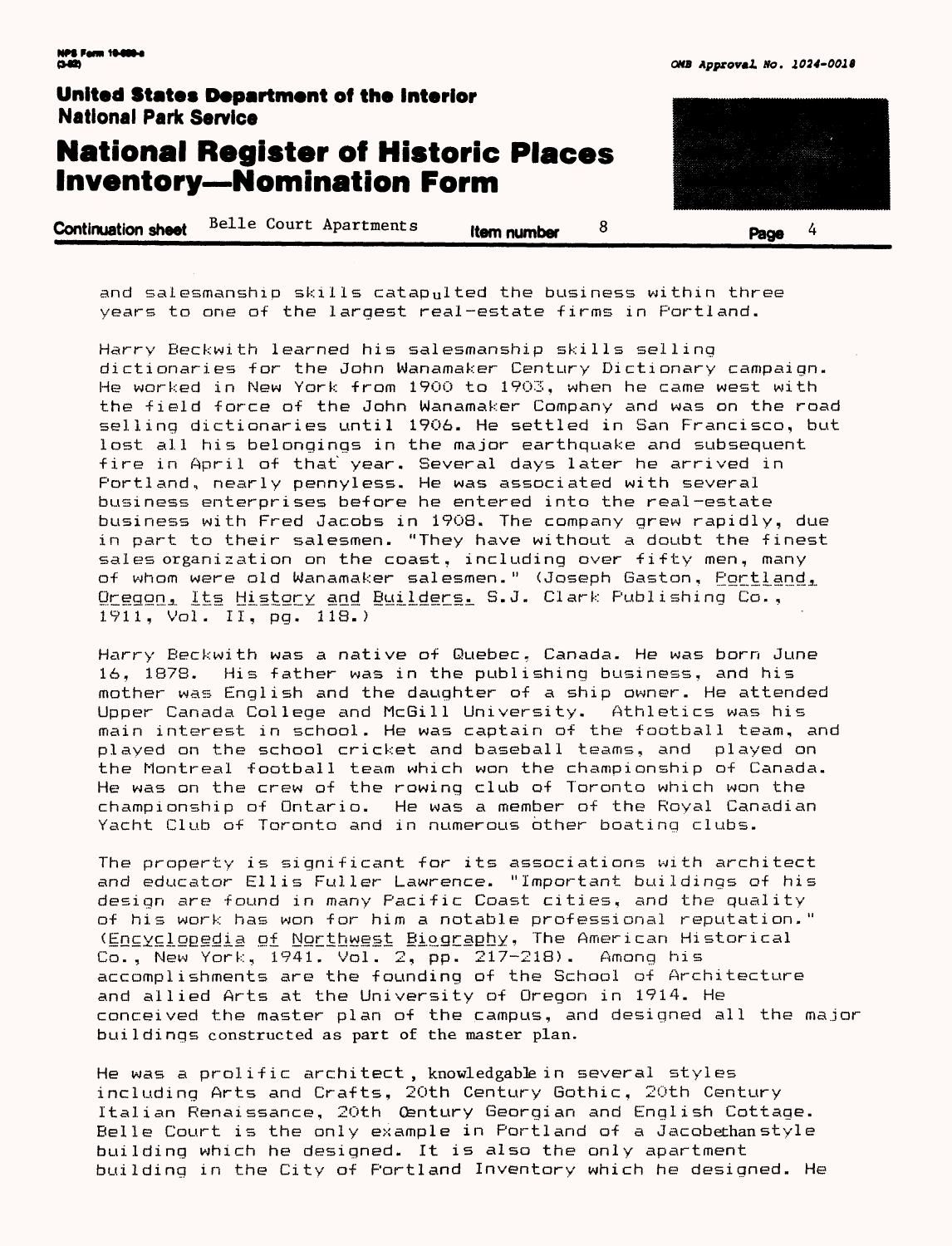and salesmanship skills catapulted the business within three years to one of the largest real-estate firms in Portland.

Harry Beckwith learned his salesmanship skills selling dictionaries for the John Wanamaker Century Dictionary campaign. He worked in New York from 1900 to 1903, when he came west with the field force of the John Wanamaker Company and was on the road selling dictionaries until 1906. He settled in San Francisco, but lost all his belongings in the major earthquake and subsequent fire in April of that year. Several days later he arrived in Portland, nearly pennyless. He was associated with several business enterprises before he entered into the real-estate business with Fred Jacobs in 1908. The company grew rapidly, due in part to their salesmen. "They have without a doubt the finest sales organization on the coast, including over fifty men, many of whom were old Wanamaker salesmen." (Joseph Gaston, Portland, Oregon, Its History and Builders. S.J. Clark Publishing Co., 1911, Vol. II, pg. 118.)

Harry Beckwith was a native of Quebec, Canada. He was born June 16, 1878. His father was in the publishing business, and his mother was English and the daughter of a ship owner. He attended Upper Canada College and McGill University. Athletics was his main interest in school. He was captain of the football team, and played on the school cricket and baseball teams, and played on the Montreal football team which won the championship of Canada. He was on the crew of the rowing club of Toronto which won the championship of Ontario. He was a member of the Royal Canadian Yacht Club of Toronto and in numerous other boating clubs.

The property is significant for its associations with architect and educator Ellis Fuller Lawrence. "Important buildings of his design are found in many Pacific Coast cities, and the quality of his work has won for him a notable professional reputation." (Encyclopedia of Northwest Biography, The American Historical Co., New York, 1941. Vol. 2, pp. 217-218). Among his accomplishments are the founding of the School of Architecture and allied Arts at the University of Oregon in 1914. He conceived the master plan of the campus, and designed all the major buildings constructed as part of the master plan.

He was a prolific architect, knowledgable in several styles including Arts and Crafts, 20th Century Gothic, 20th Century Italian Renaissance, 20th Century Georgian and English Cottage. Belle Court is the only example in Portland of a Jacobethan style building which he designed. It is also the only apartment building in the City of Portland Inventory which he designed. He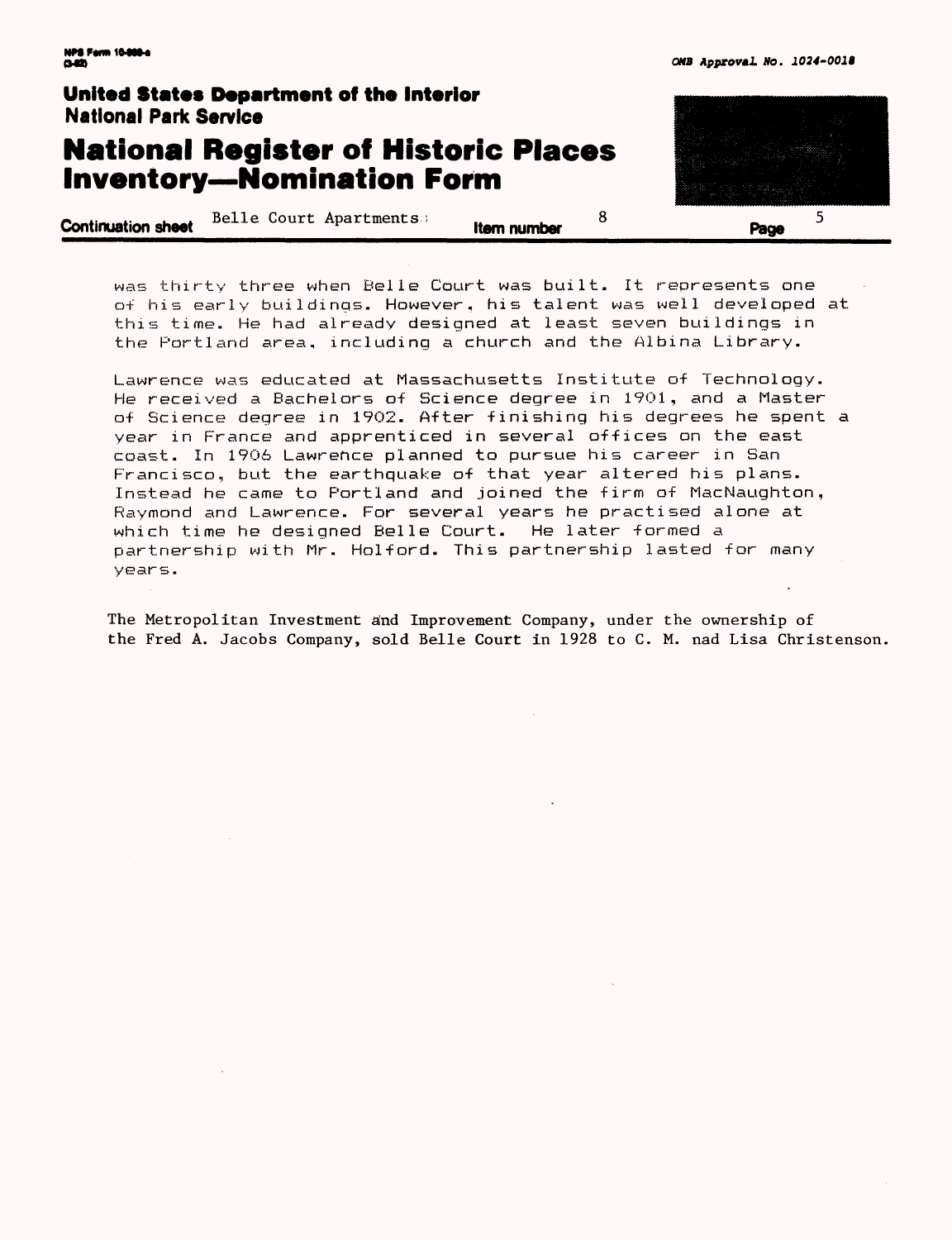was thirty three when Belle Court was built. It represents one of his early buildings. However, his talent was well developed at this time. He had already designed at least seven buildings in the Portland area, including a church and the Albina Library.

Lawrence was educated at Massachusetts Institute of Technology. He received a Bachelors of Science degree in 1901, and a Master of Science degree in 1902. After finishing his degrees he spent a year in France and apprenticed in several offices on the east coast. In 1906 Lawrence planned to pursue his career in San Francisco, but the earthquake of that year altered his plans. Instead he came to Portland and joined the firm of MacNaughton, Raymond and Lawrence. For several years he practised alone at which time he designed Belle Court. He later formed a partnership with Mr. Holford. This partnership lasted for many years.

The Metropolitan Investment and Improvement Company, under the ownership of the Fred A. Jacobs Company, sold Belle Court in 1928 to C. M. nad Lisa Christenson.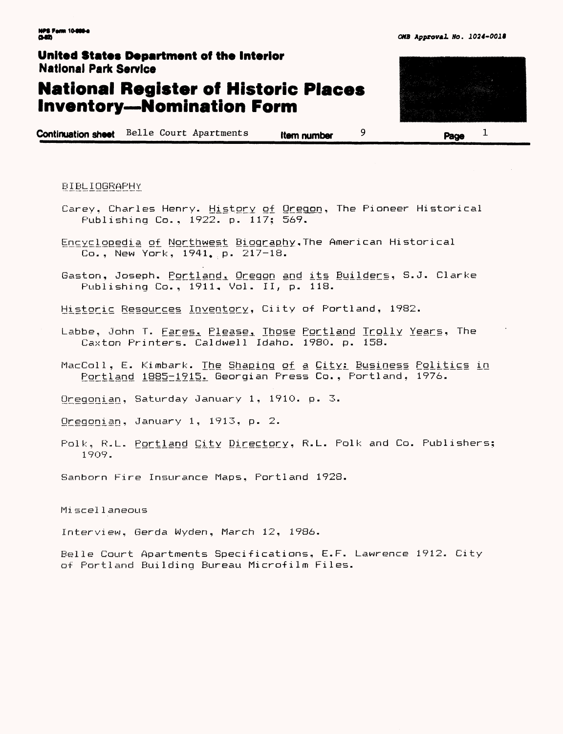## BIBLIOGRAPHY

Carey, Charles Henry. History of Oregon, The Pioneer Historical Publishing Co., 1922. p. 117; 569.

Encyclopedia of Northwest Biography, The American Historical Co., New York, 1941, p. 217-18.

Gaston, Joseph. Portland, Oregon and its Builders, S.J. Clarke Publishing Co., 1911, Vol. II, p. 118.

Historic Resources Inventory, Ciity of Portland, 1982.

Labbe, John T. Fares, Please, Those Portland Trolly Years, The Caxton Printers. Caldwell Idaho. 1980. p. 158.

MacColl, E. Kimbark. The Shaping of a City: Business Politics in Portland 1885-1915. Georgian Press Co., Portland, 1976.

Oregonian, Saturday January 1, 1910. p. 3.

Oregonian, January 1, 1913, p. 2.

Polk, R.L. Portland City Directory, R.L. Polk and Co. Publishers; 1909.

Sanborn Fire Insurance Maps, Portland 1928.

Miscellaneous

Interview, Gerda Wyden, March 12, 1986.

Belle Court Apartments Specifications, E.F. Lawrence 1912. City of Portland Building Bureau Microfilm Files.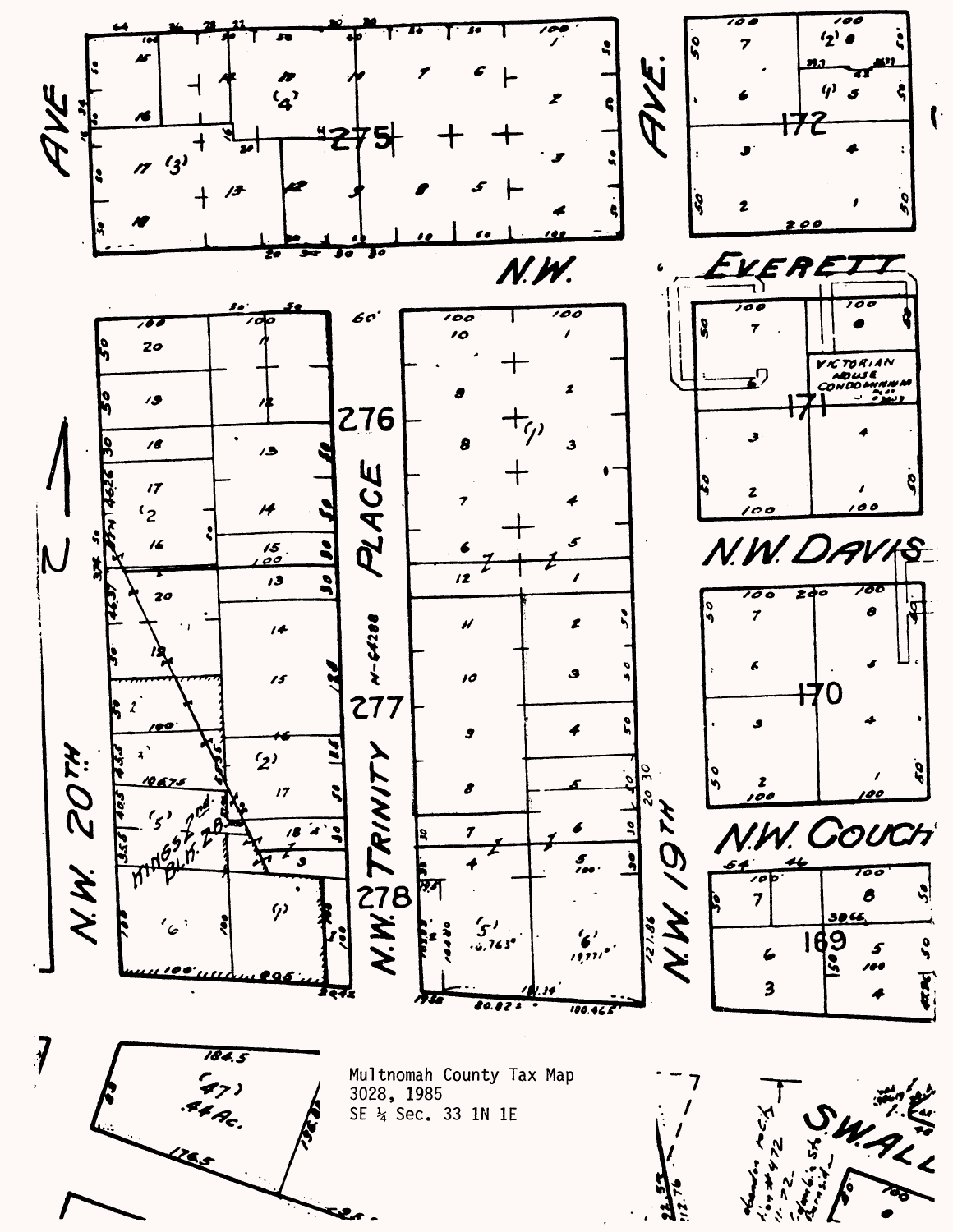Multnomah County Tax Map
3028, 1985
SE ¼ Sec. 33 1N 1E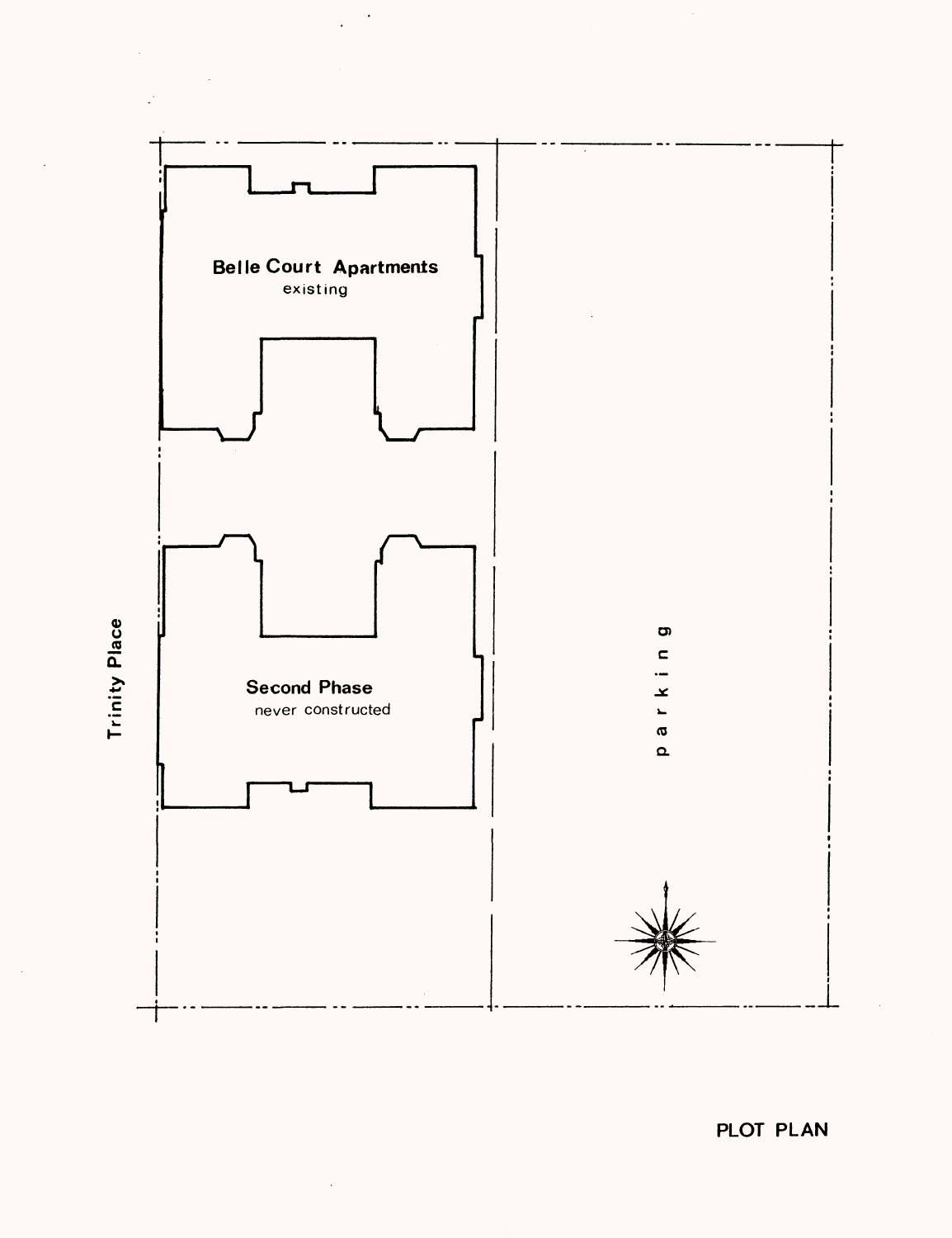Belle Court Apartments
existing

Second Phase
never constructed

Trinity Place

parking

PLOT PLAN